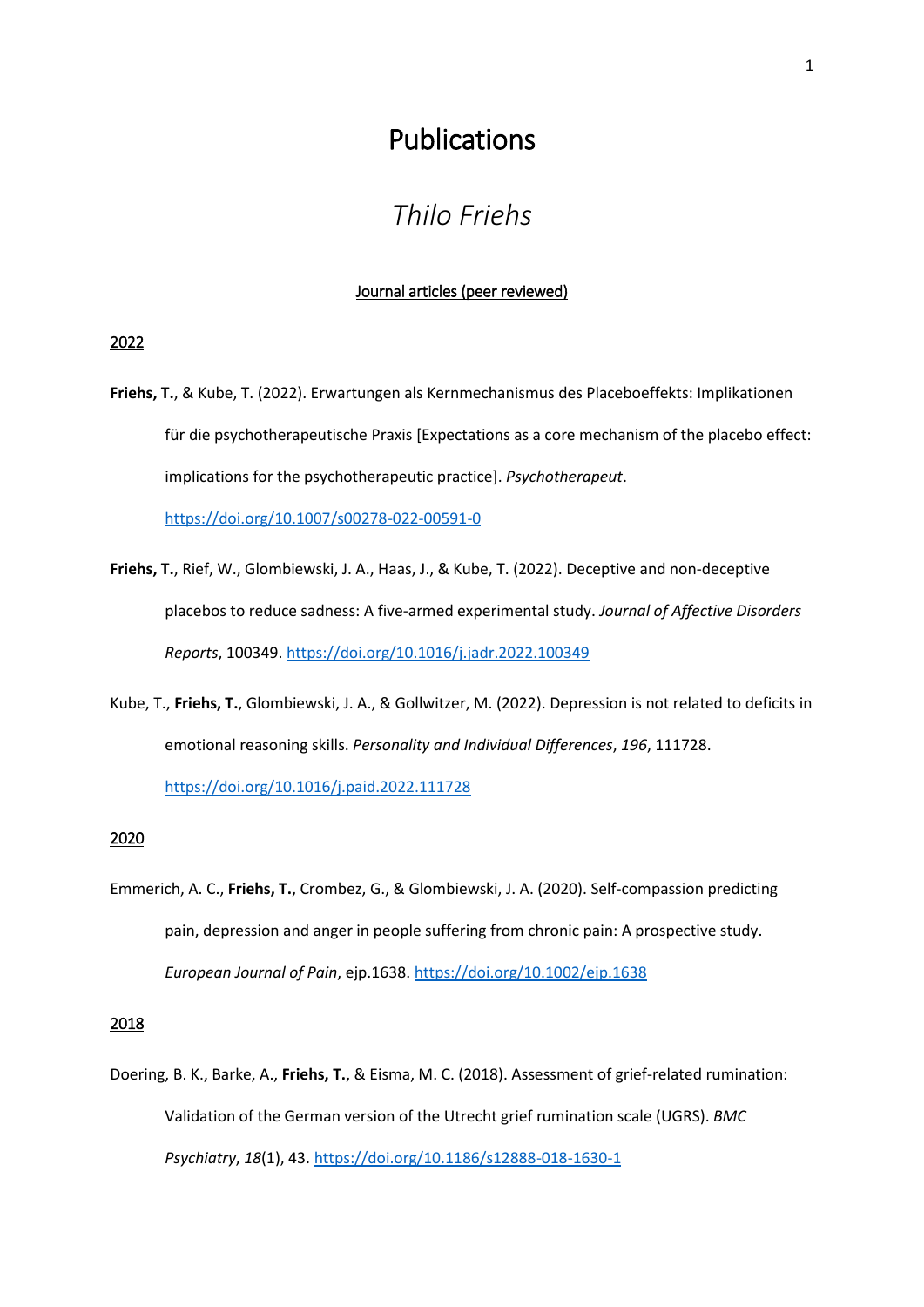# Publications

## *Thilo Friehs*

### Journal articles (peer reviewed)

#### 2022

**Friehs, T.**, & Kube, T. (2022). Erwartungen als Kernmechanismus des Placeboeffekts: Implikationen für die psychotherapeutische Praxis [Expectations as a core mechanism of the placebo effect: implications for the psychotherapeutic practice]. *Psychotherapeut*. https://doi.org/10.1007/s00278-022-00591-0

**Friehs, T.**, Rief, W., Glombiewski, J. A., Haas, J., & Kube, T. (2022). Deceptive and non-deceptive placebos to reduce sadness: A five-armed experimental study. *Journal of Affective Disorders Reports*, 100349. https://doi.org/10.1016/j.jadr.2022.100349

Kube, T., **Friehs, T.**, Glombiewski, J. A., & Gollwitzer, M. (2022). Depression is not related to deficits in emotional reasoning skills. *Personality and Individual Differences*, *196*, 111728. https://doi.org/10.1016/j.paid.2022.111728

#### 2020

Emmerich, A. C., **Friehs, T.**, Crombez, G., & Glombiewski, J. A. (2020). Self-compassion predicting pain, depression and anger in people suffering from chronic pain: A prospective study. *European Journal of Pain*, ejp.1638. https://doi.org/10.1002/ejp.1638

#### 2018

Doering, B. K., Barke, A., **Friehs, T.**, & Eisma, M. C. (2018). Assessment of grief-related rumination: Validation of the German version of the Utrecht grief rumination scale (UGRS). *BMC Psychiatry*, *18*(1), 43. https://doi.org/10.1186/s12888-018-1630-1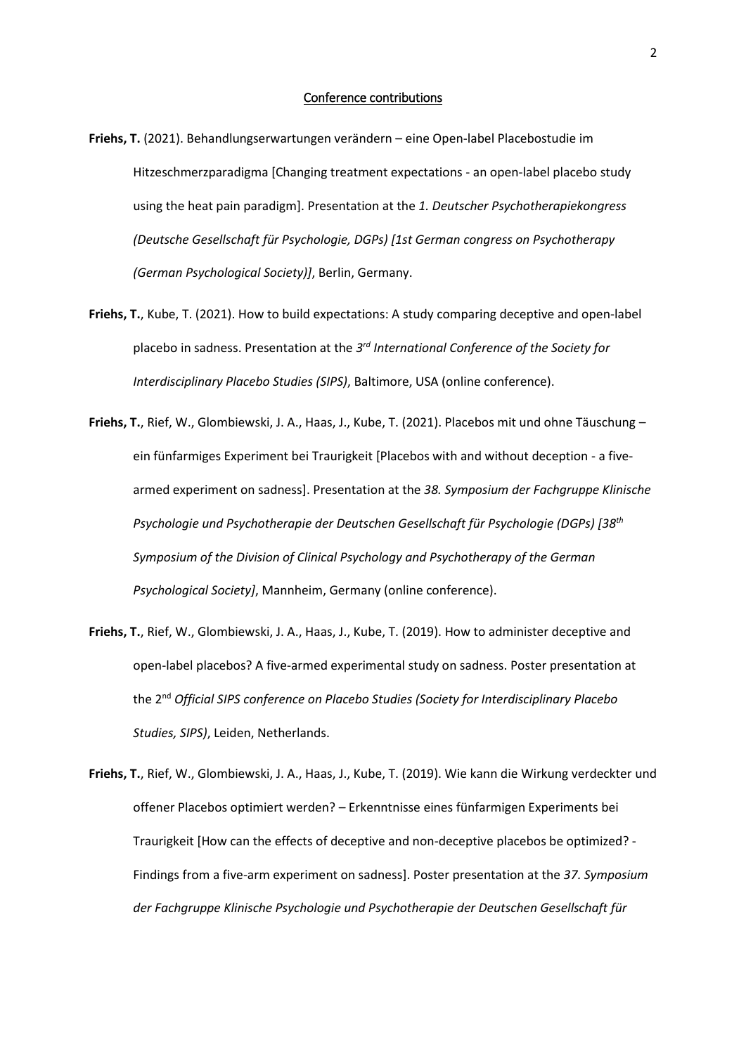## Conference contributions

**Friehs, T.** (2021). Behandlungserwartungen verändern – eine Open-label Placebostudie im Hitzeschmerzparadigma [Changing treatment expectations - an open-label placebo study using the heat pain paradigm]. Presentation at the *1. Deutscher Psychotherapiekongress (Deutsche Gesellschaft für Psychologie, DGPs) [1st German congress on Psychotherapy (German Psychological Society)]*, Berlin, Germany.

**Friehs, T.**, Kube, T. (2021). How to build expectations: A study comparing deceptive and open-label placebo in sadness. Presentation at the *3rd International Conference of the Society for Interdisciplinary Placebo Studies (SIPS)*, Baltimore, USA (online conference).

**Friehs, T.**, Rief, W., Glombiewski, J. A., Haas, J., Kube, T. (2021). Placebos mit und ohne Täuschung – ein fünfarmiges Experiment bei Traurigkeit [Placebos with and without deception - a five-armed experiment on sadness]. Presentation at the *38. Symposium der Fachgruppe Klinische Psychologie und Psychotherapie der Deutschen Gesellschaft für Psychologie (DGPs) [38th Symposium of the Division of Clinical Psychology and Psychotherapy of the German Psychological Society]*, Mannheim, Germany (online conference).

**Friehs, T.**, Rief, W., Glombiewski, J. A., Haas, J., Kube, T. (2019). How to administer deceptive and open-label placebos? A five-armed experimental study on sadness. Poster presentation at the 2nd *Official SIPS conference on Placebo Studies (Society for Interdisciplinary Placebo Studies, SIPS)*, Leiden, Netherlands.

**Friehs, T.**, Rief, W., Glombiewski, J. A., Haas, J., Kube, T. (2019). Wie kann die Wirkung verdeckter und offener Placebos optimiert werden? – Erkenntnisse eines fünfarmigen Experiments bei Traurigkeit [How can the effects of deceptive and non-deceptive placebos be optimized? - Findings from a five-arm experiment on sadness]. Poster presentation at the *37. Symposium der Fachgruppe Klinische Psychologie und Psychotherapie der Deutschen Gesellschaft für*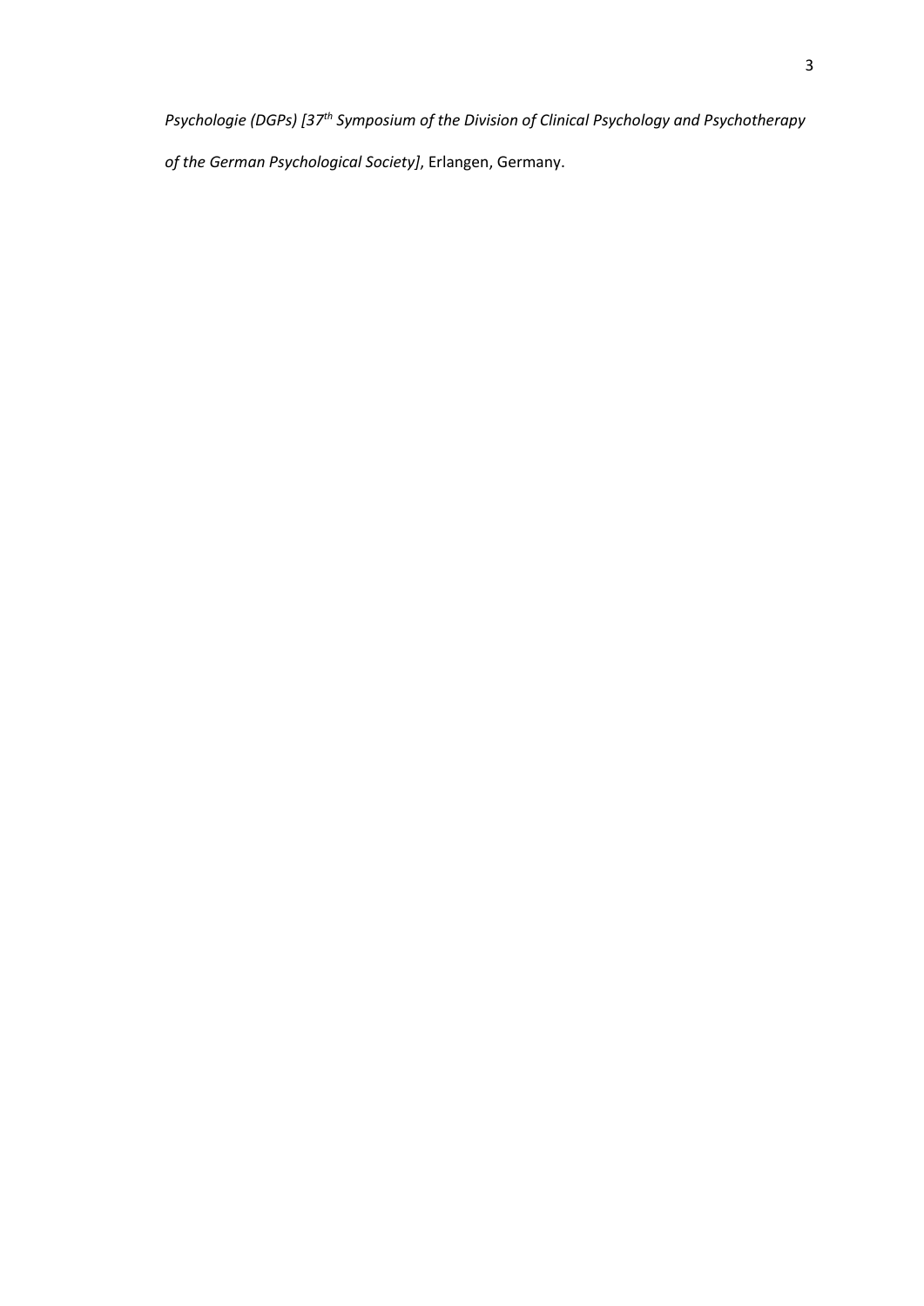*Psychologie (DGPs) [37th Symposium of the Division of Clinical Psychology and Psychotherapy of the German Psychological Society]*, Erlangen, Germany.